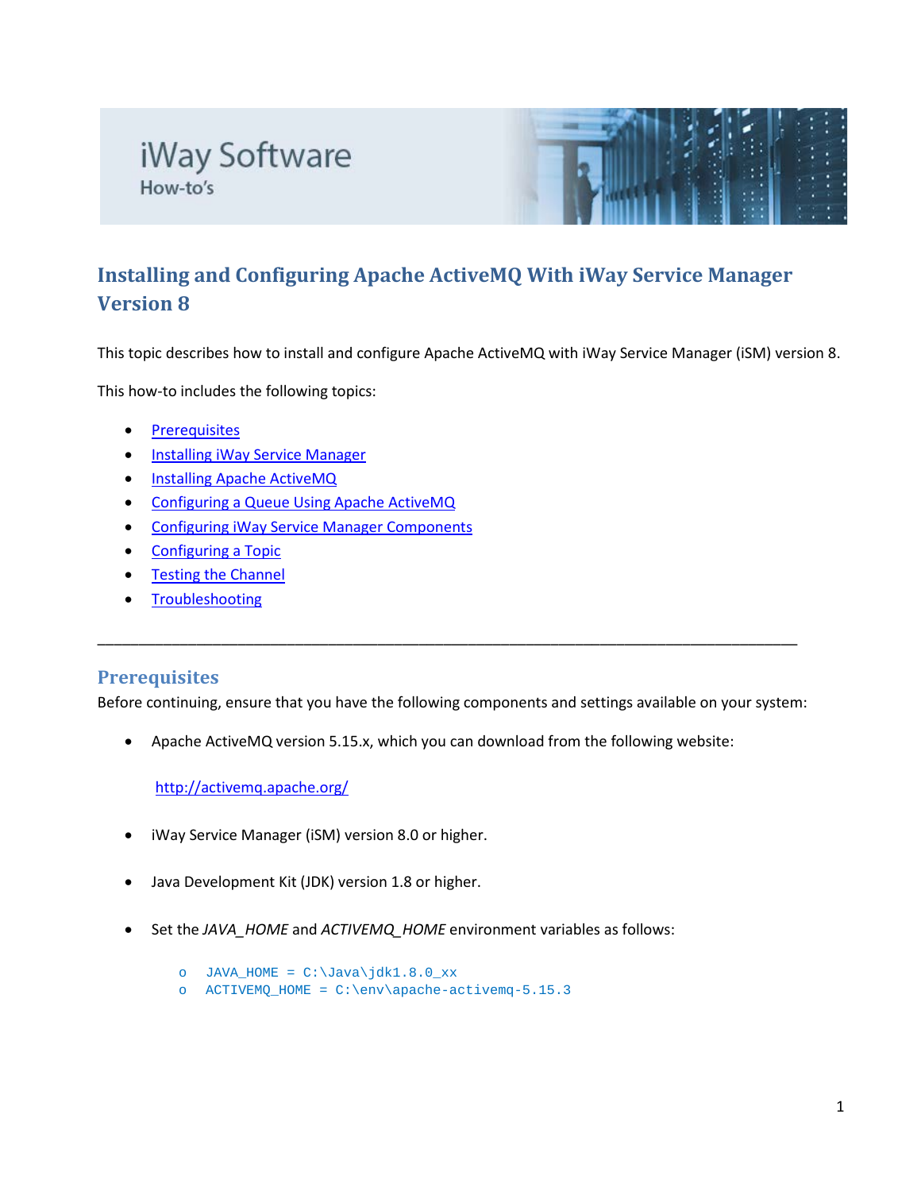iWay Software

How-to's

# Installing and Configuring Apache ActiveMQ With iWay Service Manager Version 8

This topic describes how to install and configure Apache ActiveMQ with iWay Service Manager (iSM) version 8.

This how-to includes the following topics:

- Prerequisites
- Installing iWay Service Manager
- Installing Apache ActiveMQ
- Configuring a Queue Using Apache ActiveMQ
- Configuring iWay Service Manager Components
- Configuring a Topic
- Testing the Channel
- Troubleshooting

---

## Prerequisites

Before continuing, ensure that you have the following components and settings available on your system:

- Apache ActiveMQ version 5.15.x, which you can download from the following website:

  http://activemq.apache.org/

- iWay Service Manager (iSM) version 8.0 or higher.

- Java Development Kit (JDK) version 1.8 or higher.

- Set the *JAVA_HOME* and *ACTIVEMQ_HOME* environment variables as follows:

  - `JAVA_HOME = C:\Java\jdk1.8.0_xx`
  - `ACTIVEMQ_HOME = C:\env\apache-activemq-5.15.3`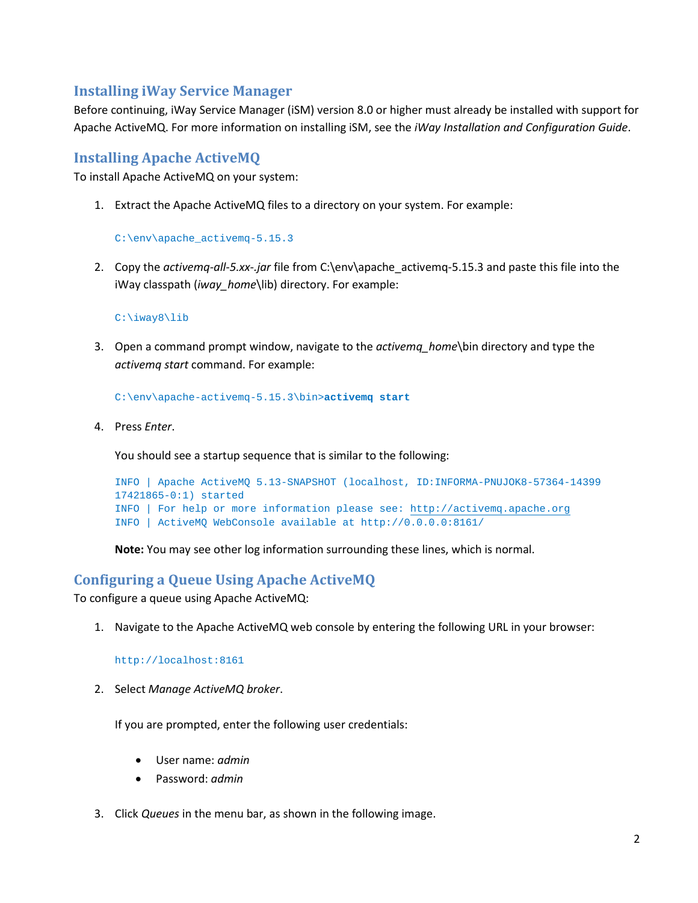## Installing iWay Service Manager

Before continuing, iWay Service Manager (iSM) version 8.0 or higher must already be installed with support for Apache ActiveMQ. For more information on installing iSM, see the *iWay Installation and Configuration Guide*.

## Installing Apache ActiveMQ

To install Apache ActiveMQ on your system:

1. Extract the Apache ActiveMQ files to a directory on your system. For example:

   ```
   C:\env\apache_activemq-5.15.3
   ```

2. Copy the *activemq-all-5.xx-.jar* file from C:\env\apache_activemq-5.15.3 and paste this file into the iWay classpath (*iway_home*\lib) directory. For example:

   ```
   C:\iway8\lib
   ```

3. Open a command prompt window, navigate to the *activemq_home*\bin directory and type the *activemq start* command. For example:

   ```
   C:\env\apache-activemq-5.15.3\bin>activemq start
   ```

4. Press *Enter*.

   You should see a startup sequence that is similar to the following:

   ```
   INFO | Apache ActiveMQ 5.13-SNAPSHOT (localhost, ID:INFORMA-PNUJOK8-57364-14399
   17421865-0:1) started
   INFO | For help or more information please see: http://activemq.apache.org
   INFO | ActiveMQ WebConsole available at http://0.0.0.0:8161/
   ```

   **Note:** You may see other log information surrounding these lines, which is normal.

## Configuring a Queue Using Apache ActiveMQ

To configure a queue using Apache ActiveMQ:

1. Navigate to the Apache ActiveMQ web console by entering the following URL in your browser:

   ```
   http://localhost:8161
   ```

2. Select *Manage ActiveMQ broker*.

   If you are prompted, enter the following user credentials:

   - User name: *admin*
   - Password: *admin*

3. Click *Queues* in the menu bar, as shown in the following image.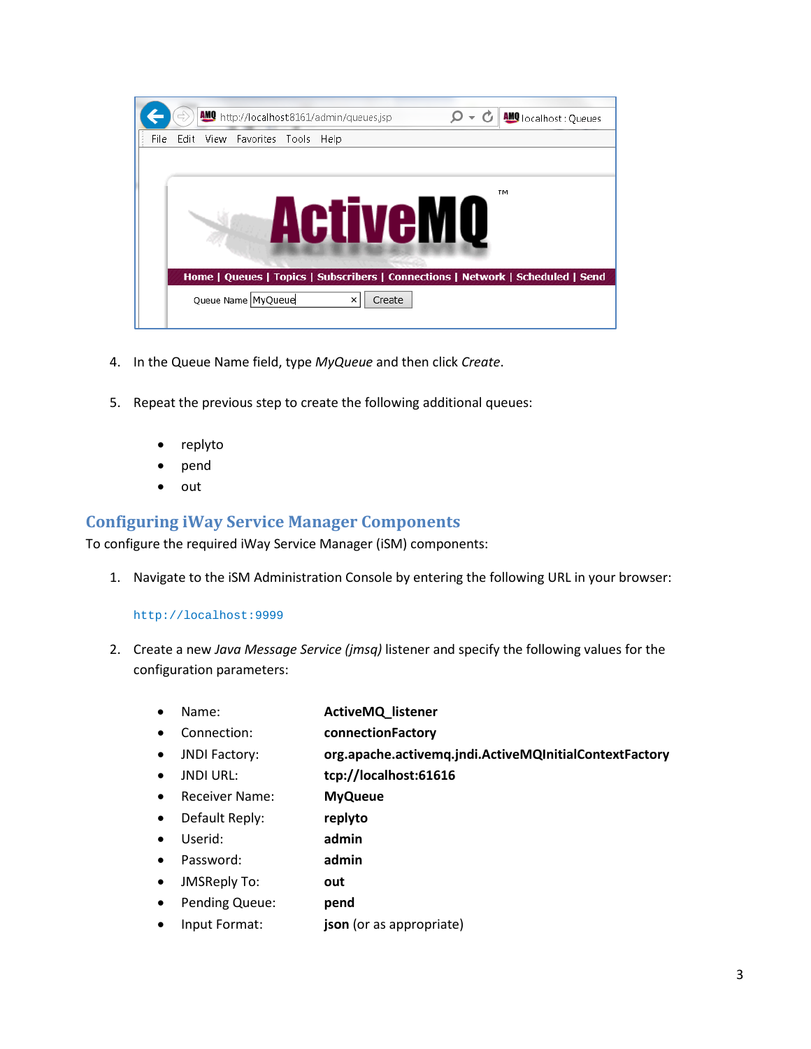4. In the Queue Name field, type *MyQueue* and then click *Create*.

5. Repeat the previous step to create the following additional queues:

   - replyto
   - pend
   - out

## Configuring iWay Service Manager Components

To configure the required iWay Service Manager (iSM) components:

1. Navigate to the iSM Administration Console by entering the following URL in your browser:

   ```
   http://localhost:9999
   ```

2. Create a new *Java Message Service (jmsq)* listener and specify the following values for the configuration parameters:

   - Name: **ActiveMQ_listener**
   - Connection: **connectionFactory**
   - JNDI Factory: **org.apache.activemq.jndi.ActiveMQInitialContextFactory**
   - JNDI URL: **tcp://localhost:61616**
   - Receiver Name: **MyQueue**
   - Default Reply: **replyto**
   - Userid: **admin**
   - Password: **admin**
   - JMSReply To: **out**
   - Pending Queue: **pend**
   - Input Format: **json** (or as appropriate)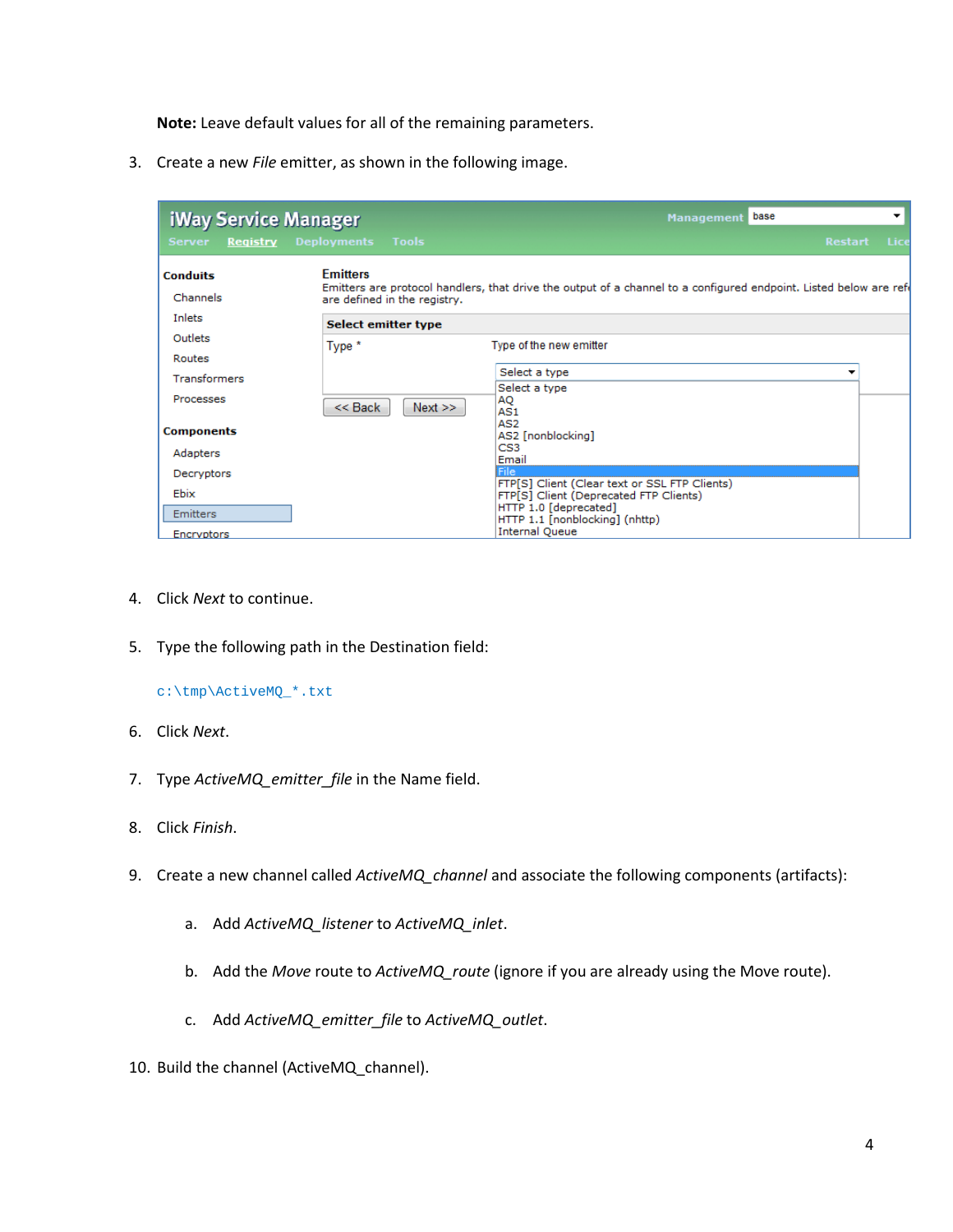**Note:** Leave default values for all of the remaining parameters.

3. Create a new *File* emitter, as shown in the following image.

4. Click *Next* to continue.

5. Type the following path in the Destination field:

```
c:\tmp\ActiveMQ_*.txt
```

6. Click *Next*.

7. Type *ActiveMQ_emitter_file* in the Name field.

8. Click *Finish*.

9. Create a new channel called *ActiveMQ_channel* and associate the following components (artifacts):

   a. Add *ActiveMQ_listener* to *ActiveMQ_inlet*.

   b. Add the *Move* route to *ActiveMQ_route* (ignore if you are already using the Move route).

   c. Add *ActiveMQ_emitter_file* to *ActiveMQ_outlet*.

10. Build the channel (ActiveMQ_channel).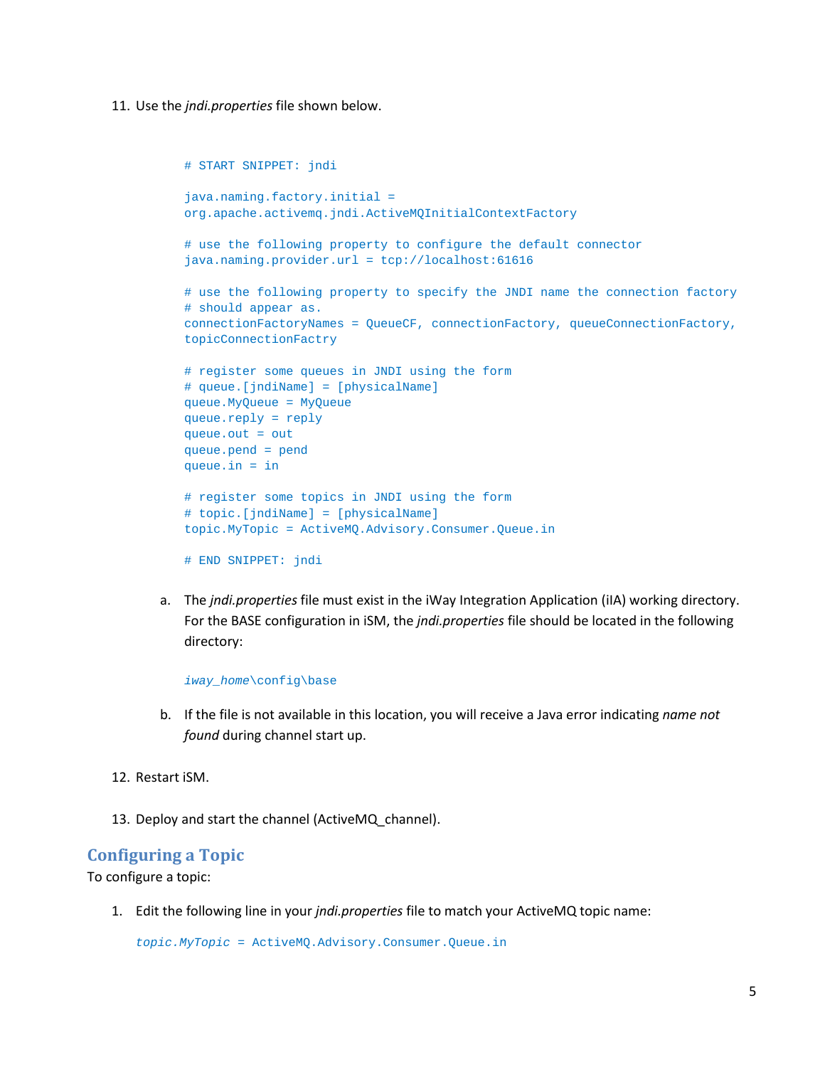11. Use the *jndi.properties* file shown below.

```
# START SNIPPET: jndi

java.naming.factory.initial =
org.apache.activemq.jndi.ActiveMQInitialContextFactory

# use the following property to configure the default connector
java.naming.provider.url = tcp://localhost:61616

# use the following property to specify the JNDI name the connection factory
# should appear as.
connectionFactoryNames = QueueCF, connectionFactory, queueConnectionFactory,
topicConnectionFactry

# register some queues in JNDI using the form
# queue.[jndiName] = [physicalName]
queue.MyQueue = MyQueue
queue.reply = reply
queue.out = out
queue.pend = pend
queue.in = in

# register some topics in JNDI using the form
# topic.[jndiName] = [physicalName]
topic.MyTopic = ActiveMQ.Advisory.Consumer.Queue.in

# END SNIPPET: jndi
```

   a. The *jndi.properties* file must exist in the iWay Integration Application (iIA) working directory. For the BASE configuration in iSM, the *jndi.properties* file should be located in the following directory:

      *iway_home*\config\base

   b. If the file is not available in this location, you will receive a Java error indicating *name not found* during channel start up.

12. Restart iSM.

13. Deploy and start the channel (ActiveMQ_channel).

## Configuring a Topic

To configure a topic:

1. Edit the following line in your *jndi.properties* file to match your ActiveMQ topic name:

   *topic.MyTopic* = ActiveMQ.Advisory.Consumer.Queue.in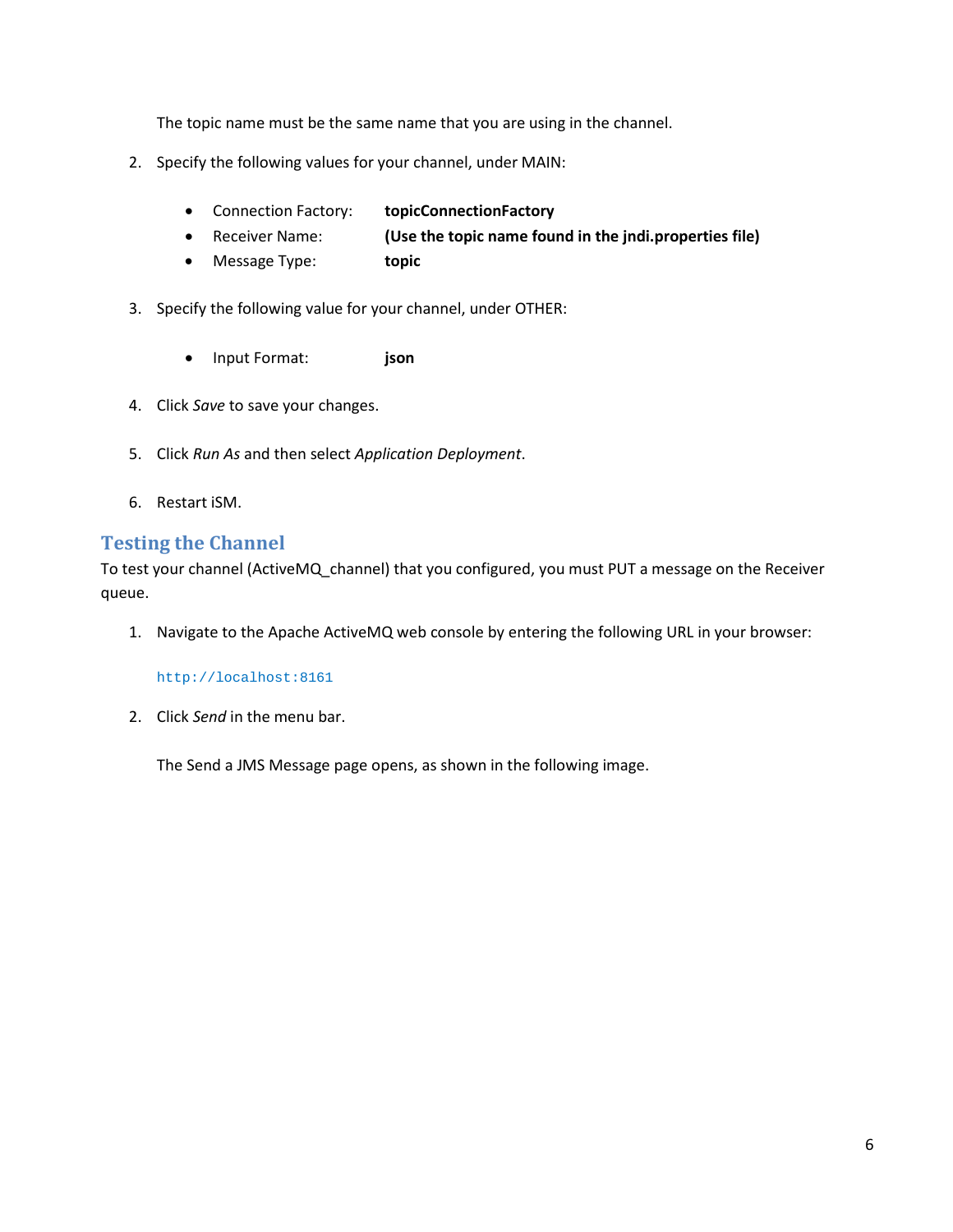The topic name must be the same name that you are using in the channel.

2. Specify the following values for your channel, under MAIN:

    - Connection Factory: **topicConnectionFactory**
    - Receiver Name: **(Use the topic name found in the jndi.properties file)**
    - Message Type: **topic**

3. Specify the following value for your channel, under OTHER:

    - Input Format: **json**

4. Click *Save* to save your changes.

5. Click *Run As* and then select *Application Deployment*.

6. Restart iSM.

## Testing the Channel

To test your channel (ActiveMQ_channel) that you configured, you must PUT a message on the Receiver queue.

1. Navigate to the Apache ActiveMQ web console by entering the following URL in your browser:

    ```
    http://localhost:8161
    ```

2. Click *Send* in the menu bar.

    The Send a JMS Message page opens, as shown in the following image.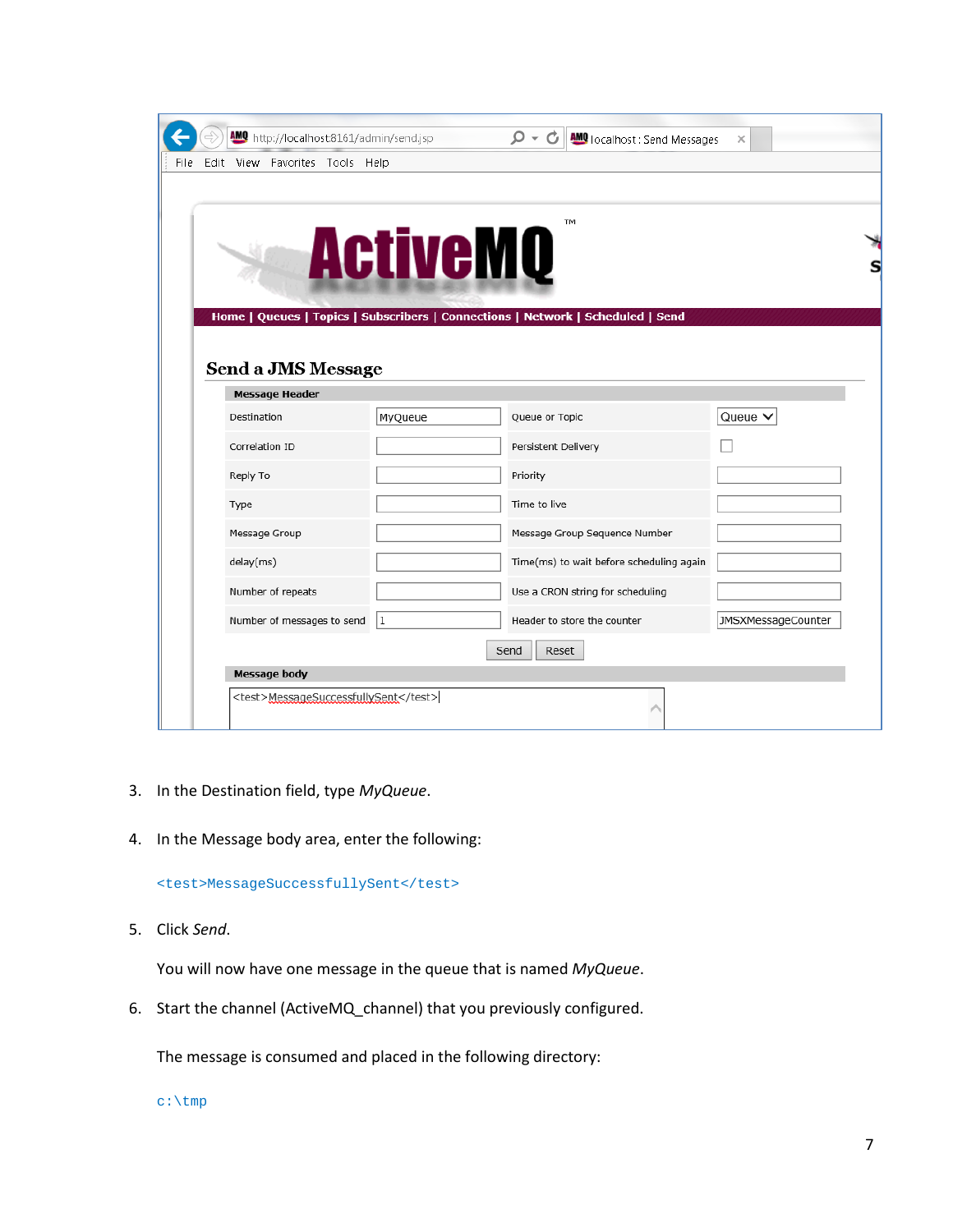3. In the Destination field, type *MyQueue*.

4. In the Message body area, enter the following:

   ```
   <test>MessageSuccessfullySent</test>
   ```

5. Click *Send*.

   You will now have one message in the queue that is named *MyQueue*.

6. Start the channel (ActiveMQ_channel) that you previously configured.

   The message is consumed and placed in the following directory:

   ```
   c:\tmp
   ```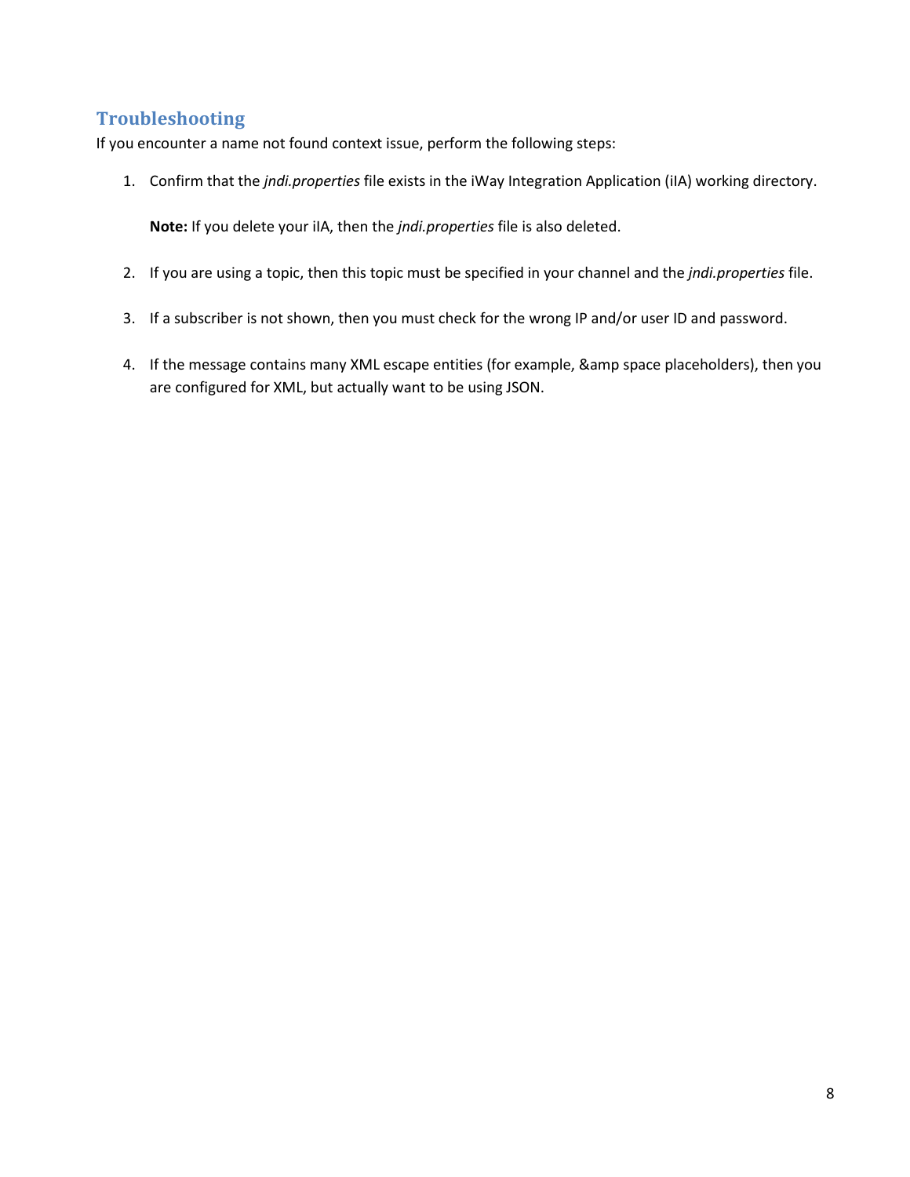## Troubleshooting

If you encounter a name not found context issue, perform the following steps:

1. Confirm that the *jndi.properties* file exists in the iWay Integration Application (iIA) working directory.

   **Note:** If you delete your iIA, then the *jndi.properties* file is also deleted.

2. If you are using a topic, then this topic must be specified in your channel and the *jndi.properties* file.

3. If a subscriber is not shown, then you must check for the wrong IP and/or user ID and password.

4. If the message contains many XML escape entities (for example, &amp space placeholders), then you are configured for XML, but actually want to be using JSON.